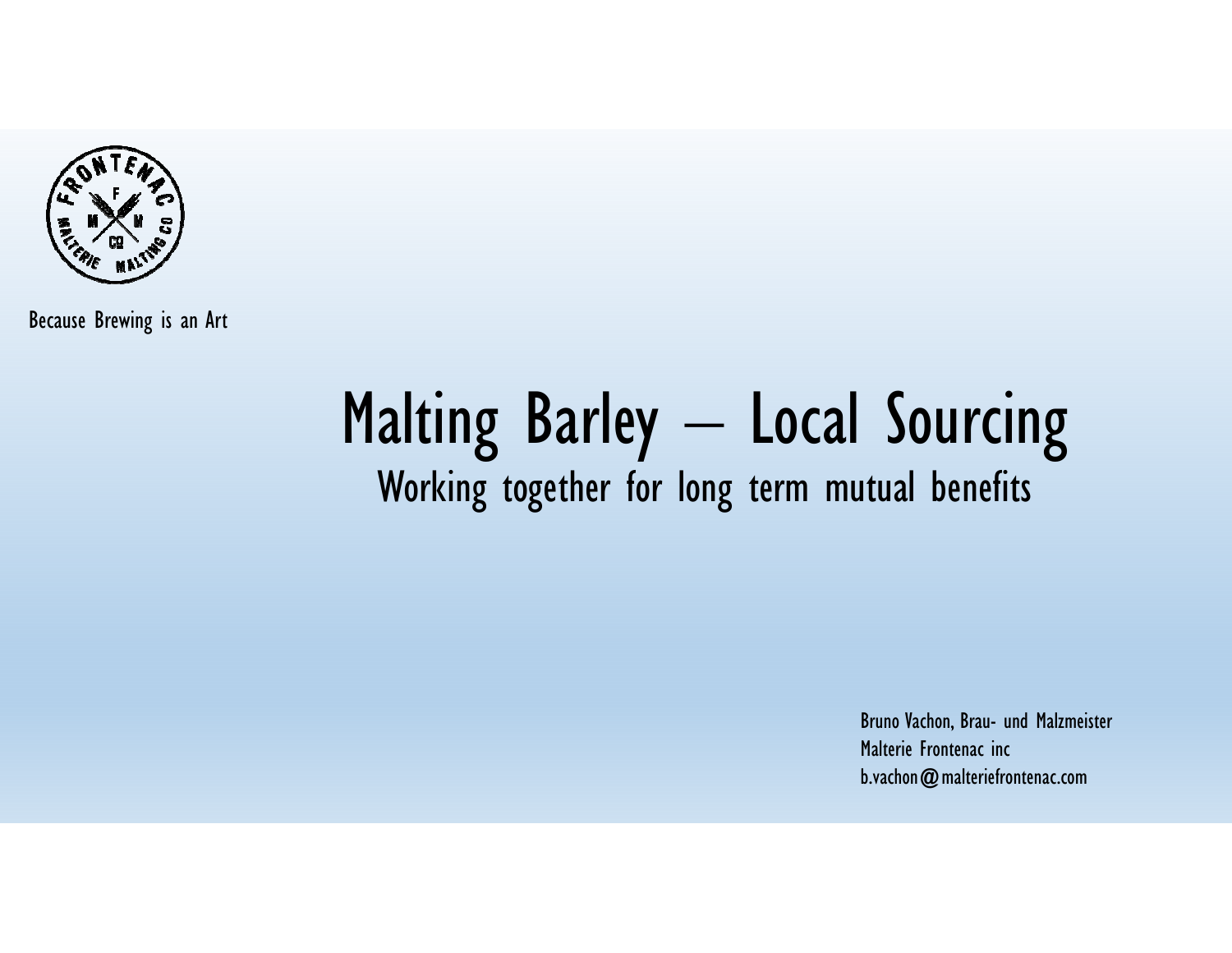Because Brewing is an Art

# Malting Barley – Local Sourcing

## Working together for long term mutual benefits

Bruno Vachon, Brau- und Malzmeister
Malterie Frontenac inc
b.vachon@malteriefrontenac.com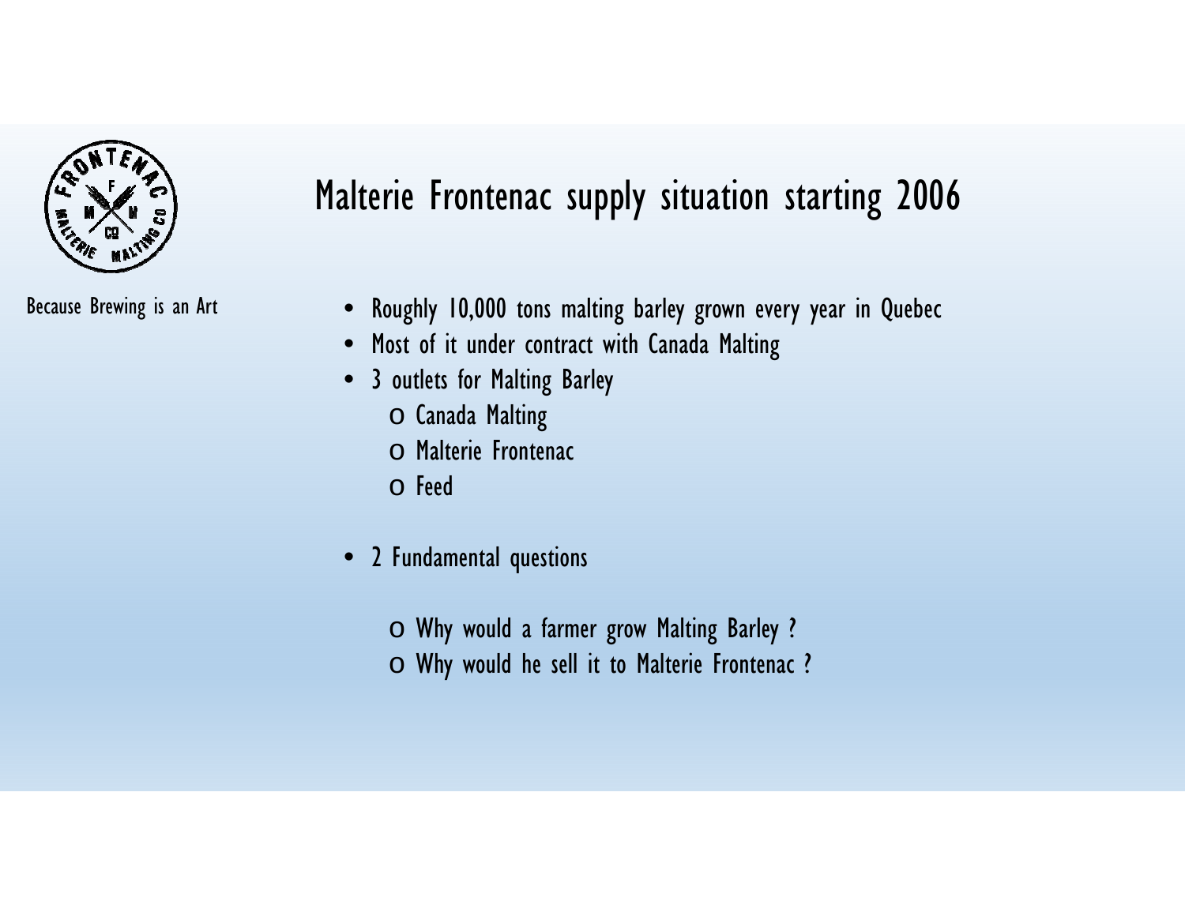# Malterie Frontenac supply situation starting 2006

Because Brewing is an Art

- Roughly 10,000 tons malting barley grown every year in Quebec
- Most of it under contract with Canada Malting
- 3 outlets for Malting Barley
  - Canada Malting
  - Malterie Frontenac
  - Feed
- 2 Fundamental questions
  - Why would a farmer grow Malting Barley ?
  - Why would he sell it to Malterie Frontenac ?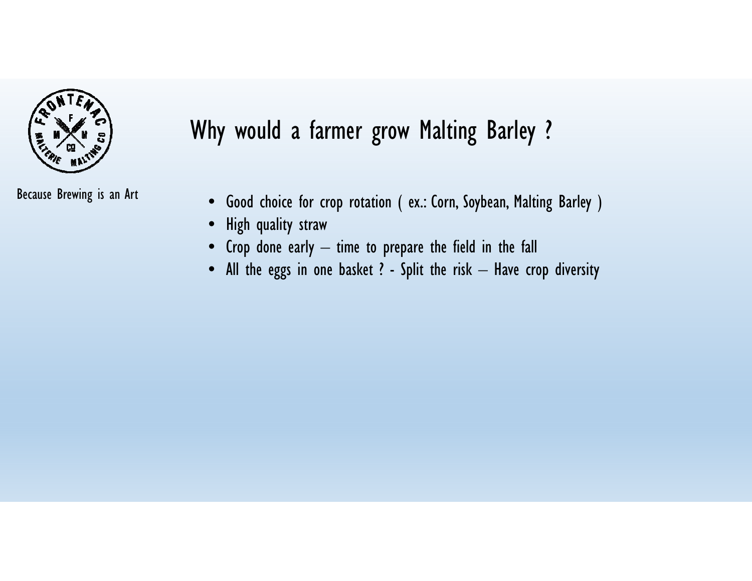# Why would a farmer grow Malting Barley ?

Because Brewing is an Art

- Good choice for crop rotation ( ex.: Corn, Soybean, Malting Barley )
- High quality straw
- Crop done early – time to prepare the field in the fall
- All the eggs in one basket ? - Split the risk – Have crop diversity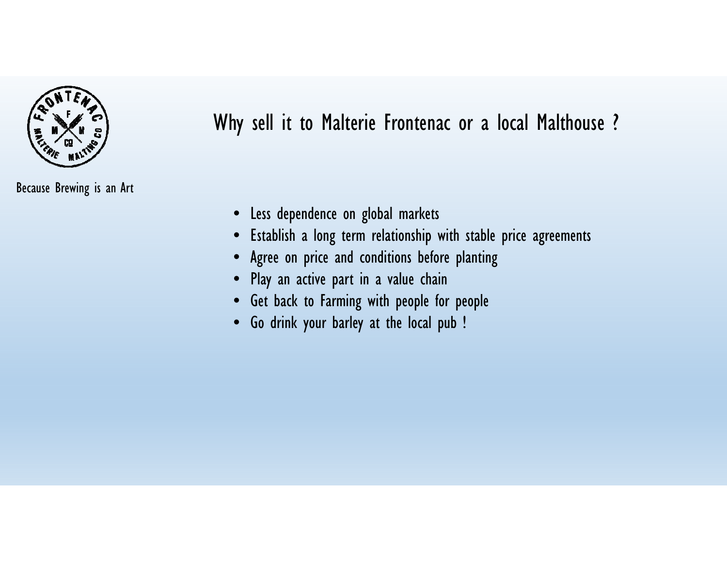Because Brewing is an Art

# Why sell it to Malterie Frontenac or a local Malthouse ?

- Less dependence on global markets
- Establish a long term relationship with stable price agreements
- Agree on price and conditions before planting
- Play an active part in a value chain
- Get back to Farming with people for people
- Go drink your barley at the local pub !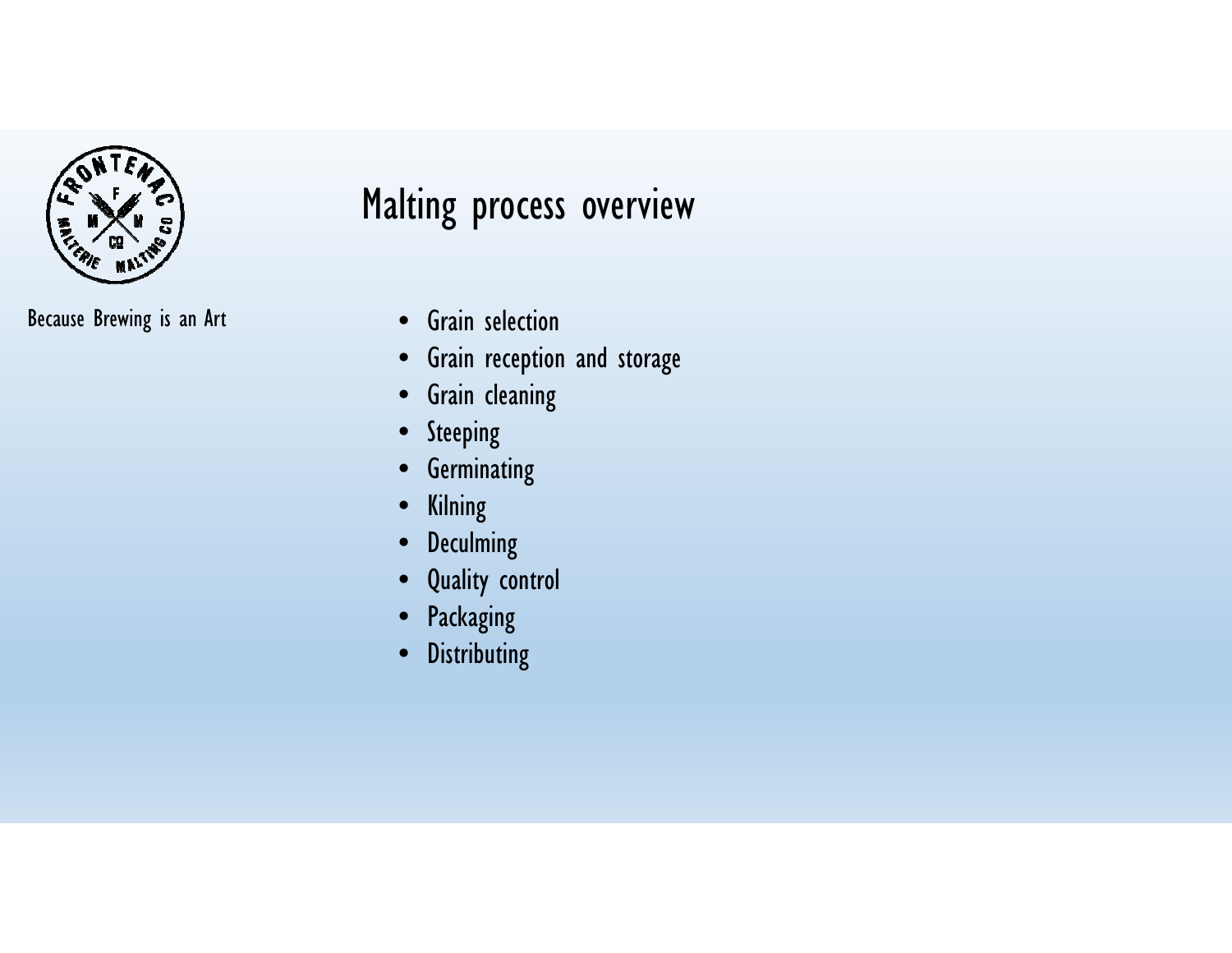# Malting process overview

Because Brewing is an Art

- Grain selection
- Grain reception and storage
- Grain cleaning
- Steeping
- Germinating
- Kilning
- Deculming
- Quality control
- Packaging
- Distributing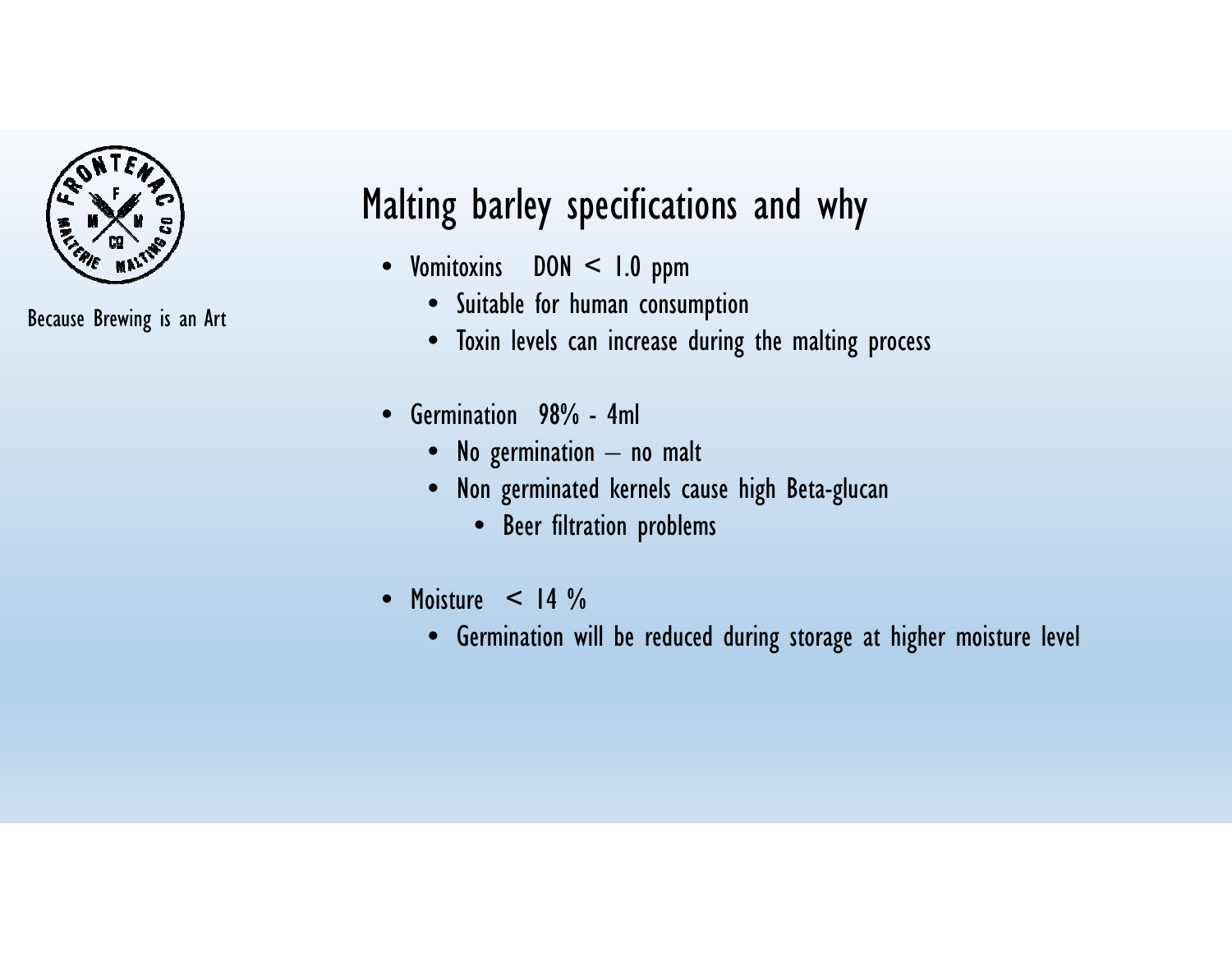Because Brewing is an Art

# Malting barley specifications and why

- Vomitoxins DON < 1.0 ppm
  - Suitable for human consumption
  - Toxin levels can increase during the malting process

- Germination 98% - 4ml
  - No germination – no malt
  - Non germinated kernels cause high Beta-glucan
    - Beer filtration problems

- Moisture < 14 %
  - Germination will be reduced during storage at higher moisture level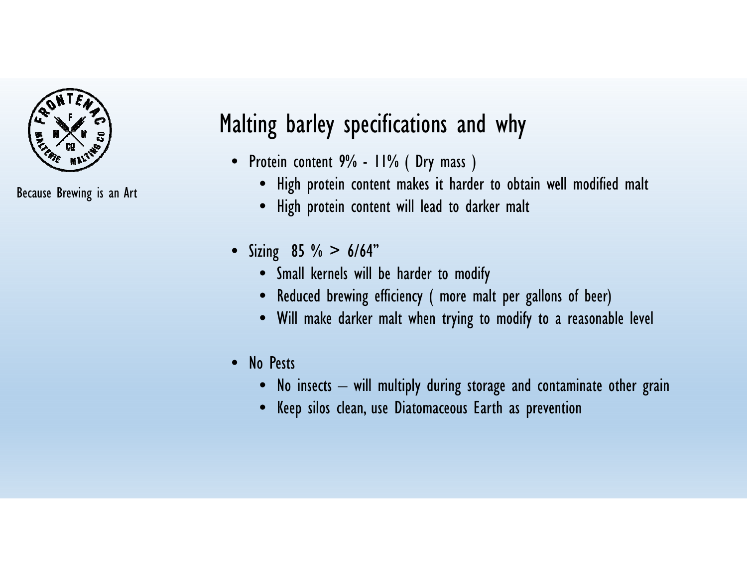Because Brewing is an Art

# Malting barley specifications and why

- Protein content 9% - 11% ( Dry mass )
  - High protein content makes it harder to obtain well modified malt
  - High protein content will lead to darker malt
- Sizing 85 % > 6/64"
  - Small kernels will be harder to modify
  - Reduced brewing efficiency ( more malt per gallons of beer)
  - Will make darker malt when trying to modify to a reasonable level
- No Pests
  - No insects – will multiply during storage and contaminate other grain
  - Keep silos clean, use Diatomaceous Earth as prevention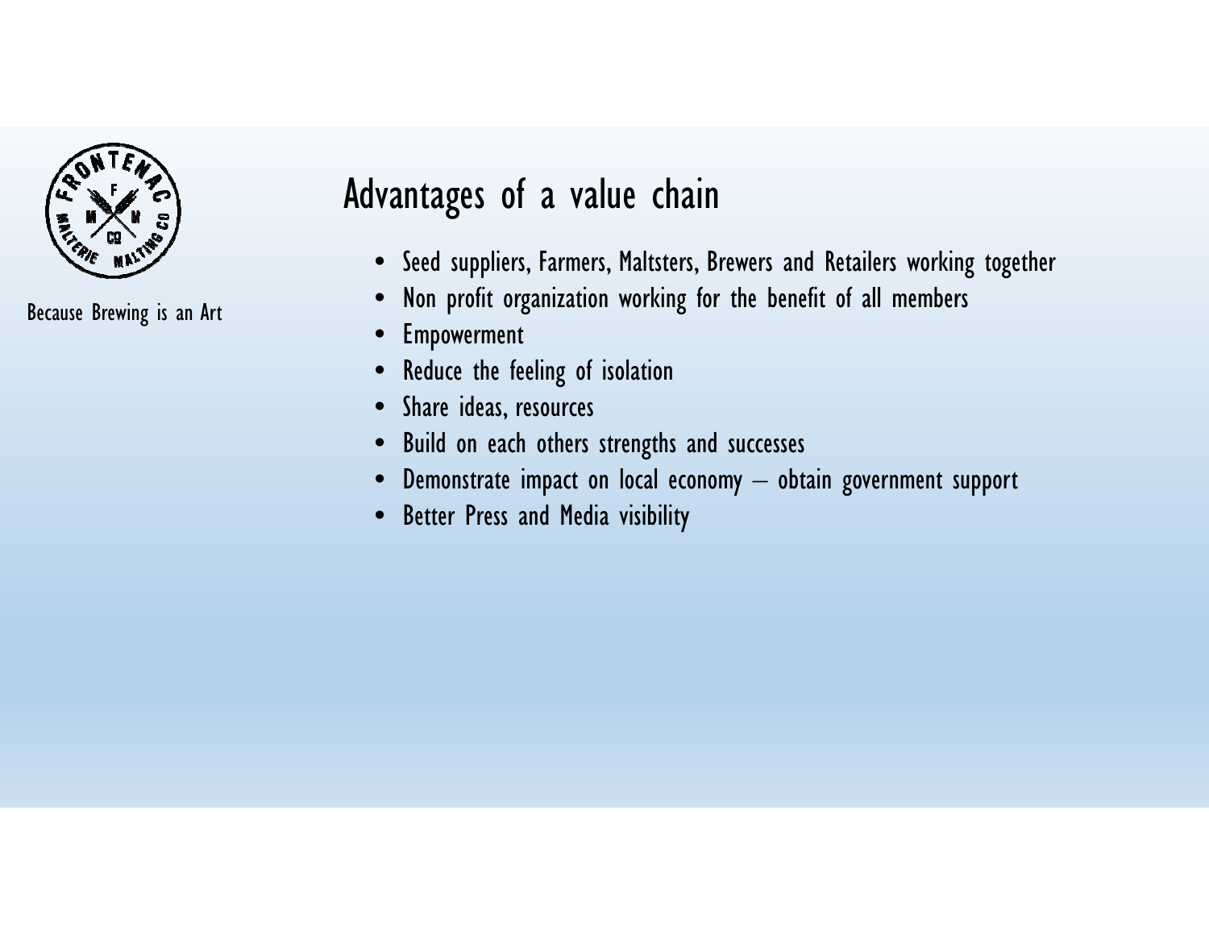Because Brewing is an Art

# Advantages of a value chain

- Seed suppliers, Farmers, Maltsters, Brewers and Retailers working together
- Non profit organization working for the benefit of all members
- Empowerment
- Reduce the feeling of isolation
- Share ideas, resources
- Build on each others strengths and successes
- Demonstrate impact on local economy – obtain government support
- Better Press and Media visibility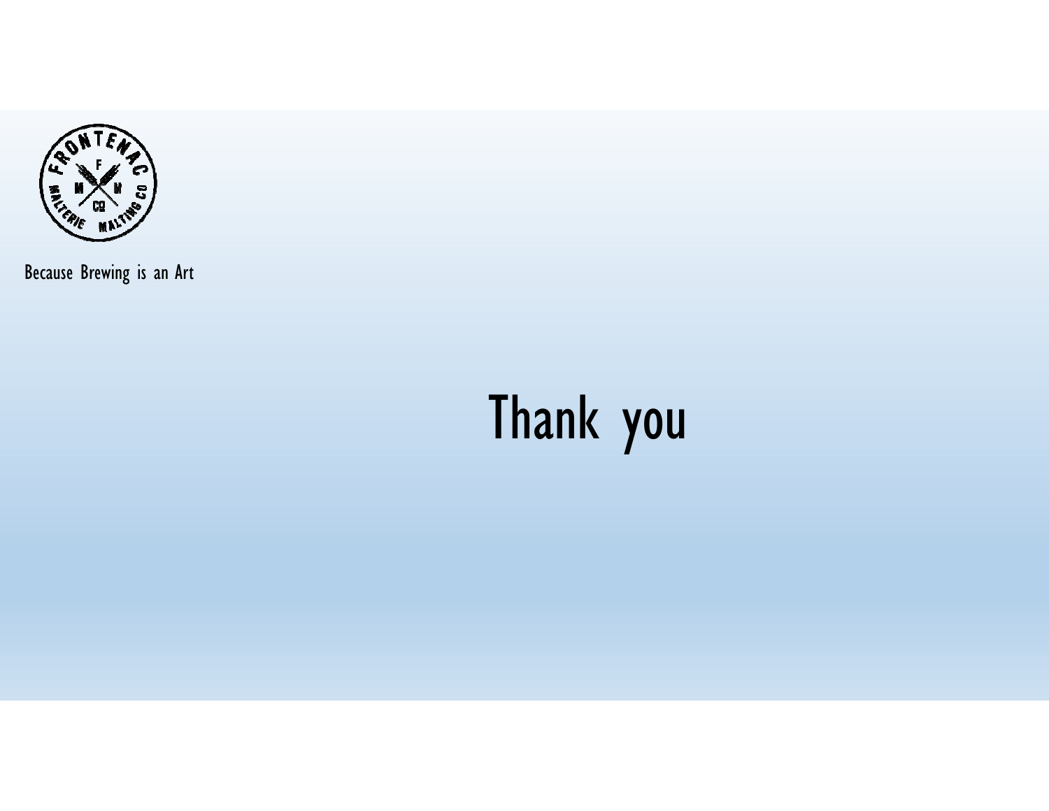Because Brewing is an Art

# Thank you